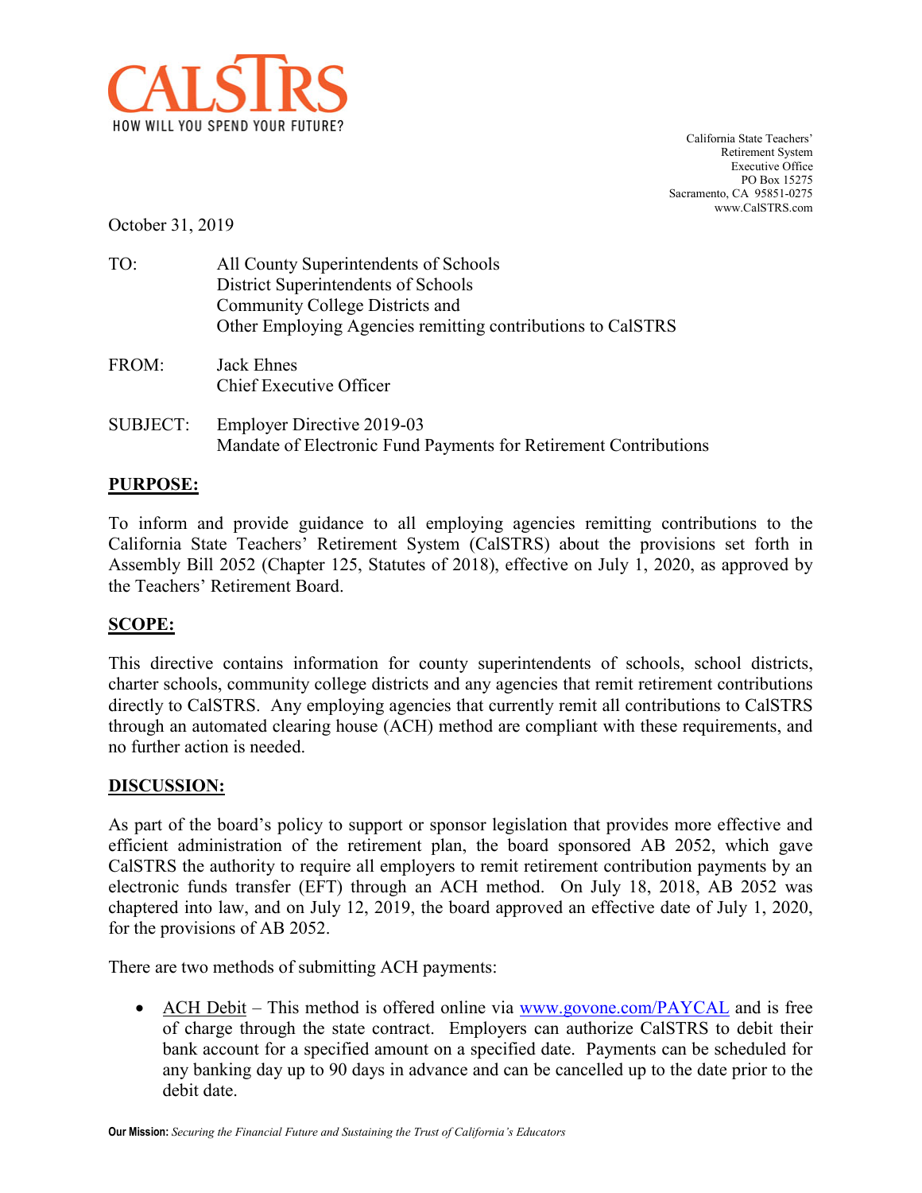CALSTRS
HOW WILL YOU SPEND YOUR FUTURE?

California State Teachers'
Retirement System
Executive Office
PO Box 15275
Sacramento, CA 95851-0275
www.CalSTRS.com

October 31, 2019

TO: All County Superintendents of Schools
District Superintendents of Schools
Community College Districts and
Other Employing Agencies remitting contributions to CalSTRS

FROM: Jack Ehnes
Chief Executive Officer

SUBJECT: Employer Directive 2019-03
Mandate of Electronic Fund Payments for Retirement Contributions

## PURPOSE:

To inform and provide guidance to all employing agencies remitting contributions to the California State Teachers' Retirement System (CalSTRS) about the provisions set forth in Assembly Bill 2052 (Chapter 125, Statutes of 2018), effective on July 1, 2020, as approved by the Teachers' Retirement Board.

## SCOPE:

This directive contains information for county superintendents of schools, school districts, charter schools, community college districts and any agencies that remit retirement contributions directly to CalSTRS. Any employing agencies that currently remit all contributions to CalSTRS through an automated clearing house (ACH) method are compliant with these requirements, and no further action is needed.

## DISCUSSION:

As part of the board's policy to support or sponsor legislation that provides more effective and efficient administration of the retirement plan, the board sponsored AB 2052, which gave CalSTRS the authority to require all employers to remit retirement contribution payments by an electronic funds transfer (EFT) through an ACH method. On July 18, 2018, AB 2052 was chaptered into law, and on July 12, 2019, the board approved an effective date of July 1, 2020, for the provisions of AB 2052.

There are two methods of submitting ACH payments:

- ACH Debit – This method is offered online via www.govone.com/PAYCAL and is free of charge through the state contract. Employers can authorize CalSTRS to debit their bank account for a specified amount on a specified date. Payments can be scheduled for any banking day up to 90 days in advance and can be cancelled up to the date prior to the debit date.

**Our Mission:** *Securing the Financial Future and Sustaining the Trust of California's Educators*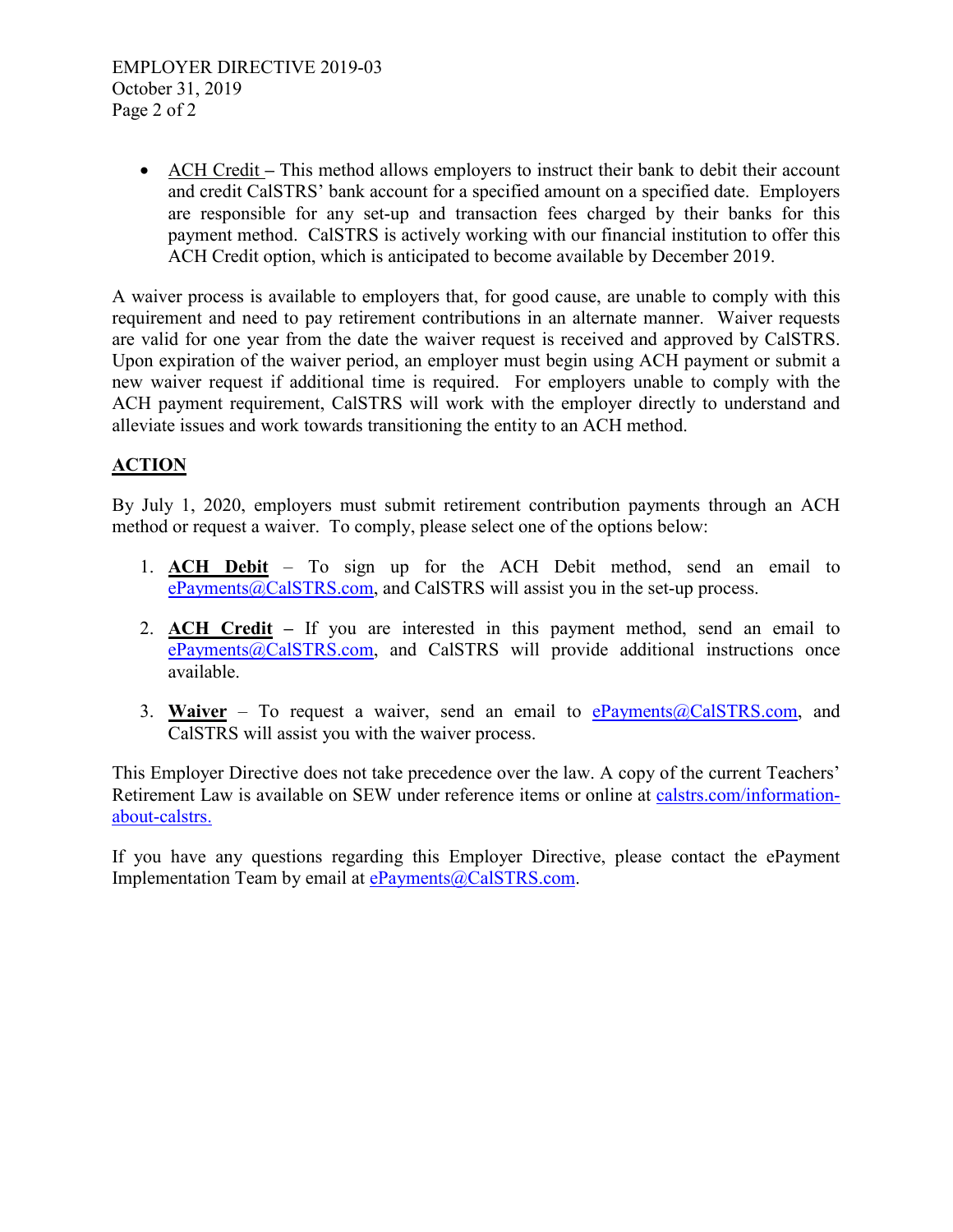- ACH Credit – This method allows employers to instruct their bank to debit their account and credit CalSTRS' bank account for a specified amount on a specified date. Employers are responsible for any set-up and transaction fees charged by their banks for this payment method. CalSTRS is actively working with our financial institution to offer this ACH Credit option, which is anticipated to become available by December 2019.

A waiver process is available to employers that, for good cause, are unable to comply with this requirement and need to pay retirement contributions in an alternate manner. Waiver requests are valid for one year from the date the waiver request is received and approved by CalSTRS. Upon expiration of the waiver period, an employer must begin using ACH payment or submit a new waiver request if additional time is required. For employers unable to comply with the ACH payment requirement, CalSTRS will work with the employer directly to understand and alleviate issues and work towards transitioning the entity to an ACH method.

## ACTION

By July 1, 2020, employers must submit retirement contribution payments through an ACH method or request a waiver. To comply, please select one of the options below:

1. **ACH Debit** – To sign up for the ACH Debit method, send an email to ePayments@CalSTRS.com, and CalSTRS will assist you in the set-up process.
2. **ACH Credit** – If you are interested in this payment method, send an email to ePayments@CalSTRS.com, and CalSTRS will provide additional instructions once available.
3. **Waiver** – To request a waiver, send an email to ePayments@CalSTRS.com, and CalSTRS will assist you with the waiver process.

This Employer Directive does not take precedence over the law. A copy of the current Teachers' Retirement Law is available on SEW under reference items or online at calstrs.com/information-about-calstrs.

If you have any questions regarding this Employer Directive, please contact the ePayment Implementation Team by email at ePayments@CalSTRS.com.